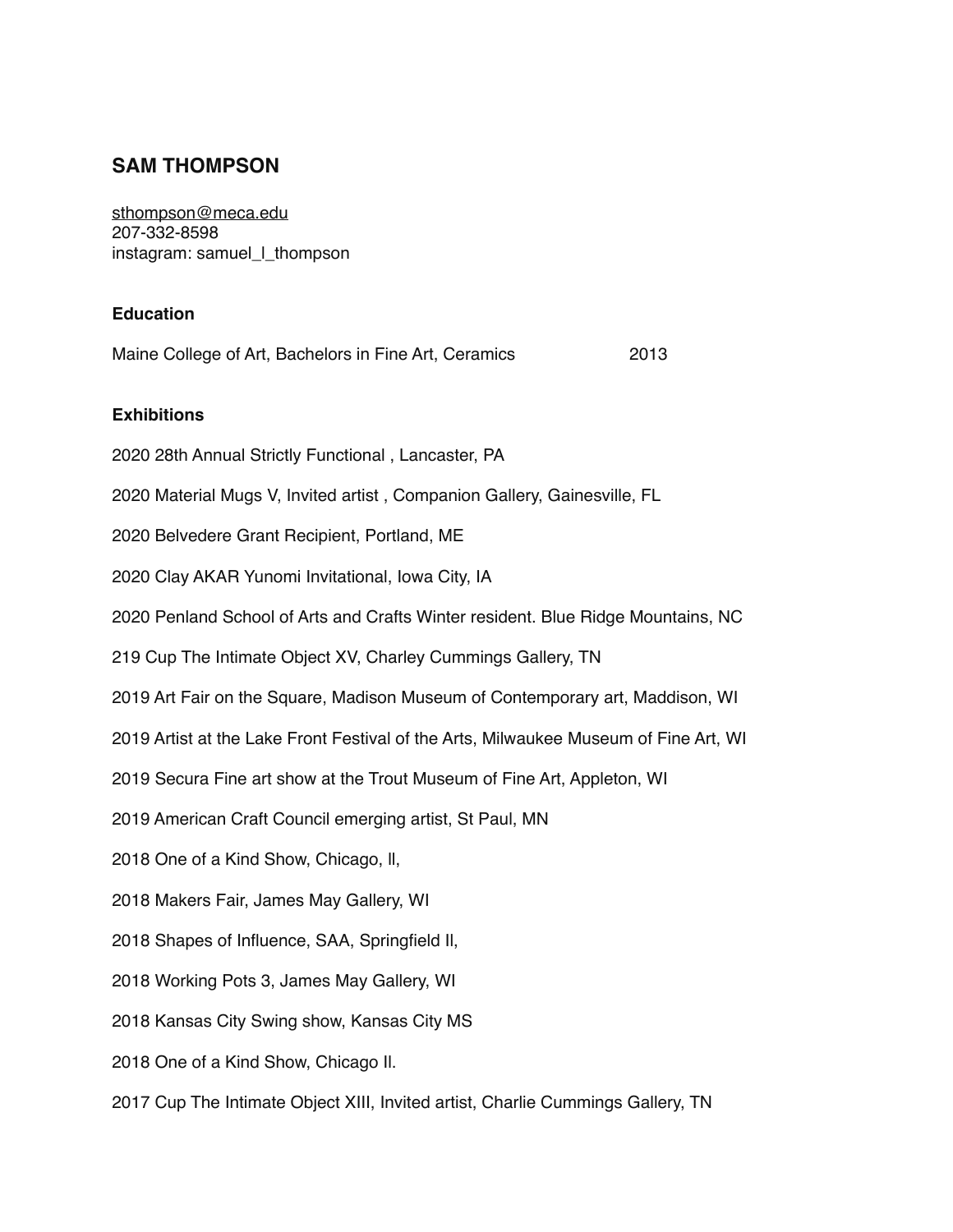# SAM THOMPSON

sthompson@meca.edu
207-332-8598
instagram: samuel_l_thompson

### Education

Maine College of Art, Bachelors in Fine Art, Ceramics 2013

### Exhibitions

2020 28th Annual Strictly Functional , Lancaster, PA

2020 Material Mugs V, Invited artist , Companion Gallery, Gainesville, FL

2020 Belvedere Grant Recipient, Portland, ME

2020 Clay AKAR Yunomi Invitational, Iowa City, IA

2020 Penland School of Arts and Crafts Winter resident. Blue Ridge Mountains, NC

219 Cup The Intimate Object XV, Charley Cummings Gallery, TN

2019 Art Fair on the Square, Madison Museum of Contemporary art, Maddison, WI

2019 Artist at the Lake Front Festival of the Arts, Milwaukee Museum of Fine Art, WI

2019 Secura Fine art show at the Trout Museum of Fine Art, Appleton, WI

2019 American Craft Council emerging artist, St Paul, MN

2018 One of a Kind Show, Chicago, Il,

2018 Makers Fair, James May Gallery, WI

2018 Shapes of Influence, SAA, Springfield Il,

2018 Working Pots 3, James May Gallery, WI

2018 Kansas City Swing show, Kansas City MS

2018 One of a Kind Show, Chicago Il.

2017 Cup The Intimate Object XIII, Invited artist, Charlie Cummings Gallery, TN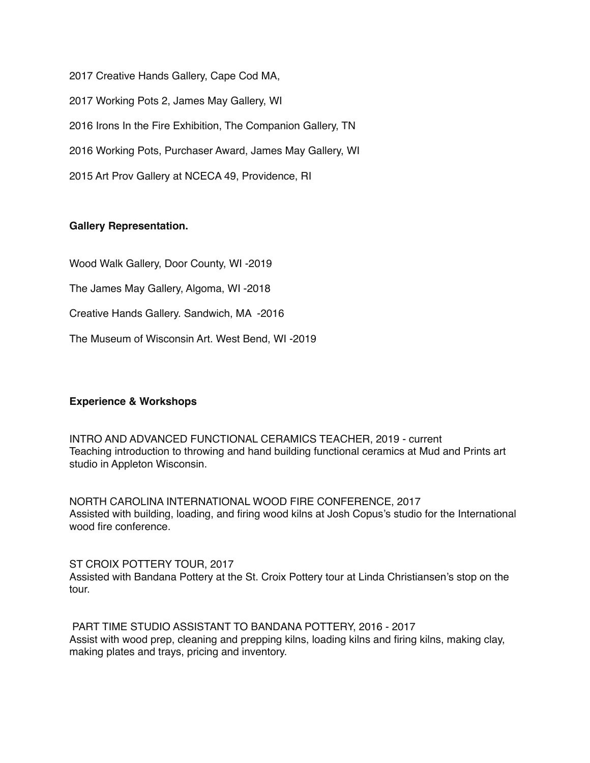2017 Creative Hands Gallery, Cape Cod MA,

2017 Working Pots 2, James May Gallery, WI

2016 Irons In the Fire Exhibition, The Companion Gallery, TN

2016 Working Pots, Purchaser Award, James May Gallery, WI

2015 Art Prov Gallery at NCECA 49, Providence, RI

**Gallery Representation.**

Wood Walk Gallery, Door County, WI -2019

The James May Gallery, Algoma, WI -2018

Creative Hands Gallery. Sandwich, MA -2016

The Museum of Wisconsin Art. West Bend, WI -2019

**Experience & Workshops**

INTRO AND ADVANCED FUNCTIONAL CERAMICS TEACHER, 2019 - current
Teaching introduction to throwing and hand building functional ceramics at Mud and Prints art studio in Appleton Wisconsin.

NORTH CAROLINA INTERNATIONAL WOOD FIRE CONFERENCE, 2017
Assisted with building, loading, and firing wood kilns at Josh Copus's studio for the International wood fire conference.

ST CROIX POTTERY TOUR, 2017
Assisted with Bandana Pottery at the St. Croix Pottery tour at Linda Christiansen's stop on the tour.

PART TIME STUDIO ASSISTANT TO BANDANA POTTERY, 2016 - 2017
Assist with wood prep, cleaning and prepping kilns, loading kilns and firing kilns, making clay, making plates and trays, pricing and inventory.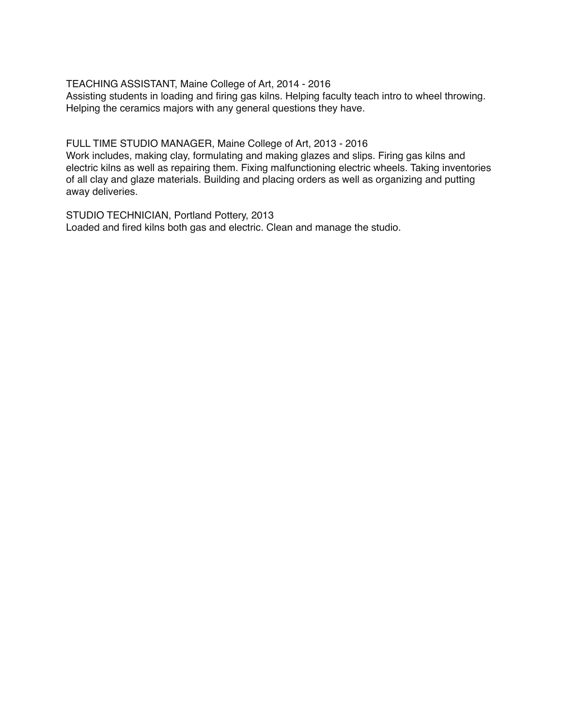TEACHING ASSISTANT, Maine College of Art, 2014 - 2016
Assisting students in loading and firing gas kilns. Helping faculty teach intro to wheel throwing. Helping the ceramics majors with any general questions they have.

FULL TIME STUDIO MANAGER, Maine College of Art, 2013 - 2016
Work includes, making clay, formulating and making glazes and slips. Firing gas kilns and electric kilns as well as repairing them. Fixing malfunctioning electric wheels. Taking inventories of all clay and glaze materials. Building and placing orders as well as organizing and putting away deliveries.

STUDIO TECHNICIAN, Portland Pottery, 2013
Loaded and fired kilns both gas and electric. Clean and manage the studio.